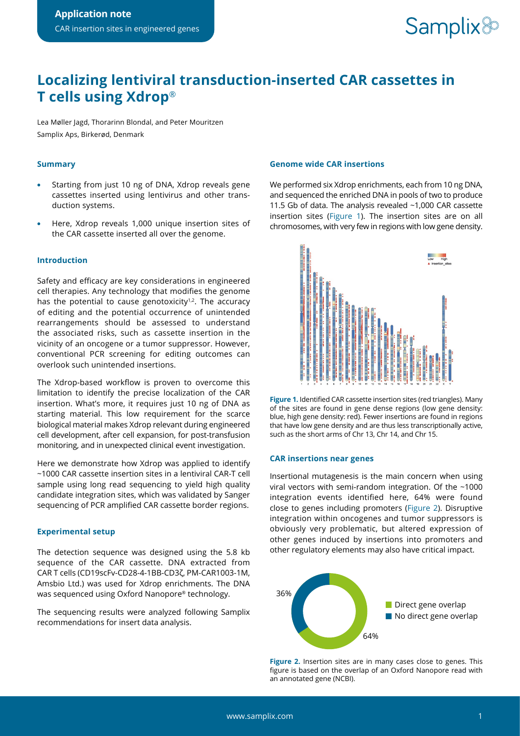**Application note**

CAR insertion sites in engineered genes

# Localizing lentiviral transduction-inserted CAR cassettes in T cells using Xdrop®

Lea Møller Jagd, Thorarinn Blondal, and Peter Mouritzen
Samplix Aps, Birkerød, Denmark

### Summary

- Starting from just 10 ng of DNA, Xdrop reveals gene cassettes inserted using lentivirus and other transduction systems.
- Here, Xdrop reveals 1,000 unique insertion sites of the CAR cassette inserted all over the genome.

### Introduction

Safety and efficacy are key considerations in engineered cell therapies. Any technology that modifies the genome has the potential to cause genotoxicity[1,2]. The accuracy of editing and the potential occurrence of unintended rearrangements should be assessed to understand the associated risks, such as cassette insertion in the vicinity of an oncogene or a tumor suppressor. However, conventional PCR screening for editing outcomes can overlook such unintended insertions.

The Xdrop-based workflow is proven to overcome this limitation to identify the precise localization of the CAR insertion. What's more, it requires just 10 ng of DNA as starting material. This low requirement for the scarce biological material makes Xdrop relevant during engineered cell development, after cell expansion, for post-transfusion monitoring, and in unexpected clinical event investigation.

Here we demonstrate how Xdrop was applied to identify ~1000 CAR cassette insertion sites in a lentiviral CAR-T cell sample using long read sequencing to yield high quality candidate integration sites, which was validated by Sanger sequencing of PCR amplified CAR cassette border regions.

### Experimental setup

The detection sequence was designed using the 5.8 kb sequence of the CAR cassette. DNA extracted from CAR T cells (CD19scFv-CD28-4-1BB-CD3ζ, PM-CAR1003-1M, Amsbio Ltd.) was used for Xdrop enrichments. The DNA was sequenced using Oxford Nanopore® technology.

The sequencing results were analyzed following Samplix recommendations for insert data analysis.

### Genome wide CAR insertions

We performed six Xdrop enrichments, each from 10 ng DNA, and sequenced the enriched DNA in pools of two to produce 11.5 Gb of data. The analysis revealed ~1,000 CAR cassette insertion sites (Figure 1). The insertion sites are on all chromosomes, with very few in regions with low gene density.

**Figure 1.** Identified CAR cassette insertion sites (red triangles). Many of the sites are found in gene dense regions (low gene density: blue, high gene density: red). Fewer insertions are found in regions that have low gene density and are thus less transcriptionally active, such as the short arms of Chr 13, Chr 14, and Chr 15.

### CAR insertions near genes

Insertional mutagenesis is the main concern when using viral vectors with semi-random integration. Of the ~1000 integration events identified here, 64% were found close to genes including promoters (Figure 2). Disruptive integration within oncogenes and tumor suppressors is obviously very problematic, but altered expression of other genes induced by insertions into promoters and other regulatory elements may also have critical impact.

| Category | Percentage |
| --- | --- |
| Direct gene overlap | 64% |
| No direct gene overlap | 36% |

**Figure 2.** Insertion sites are in many cases close to genes. This figure is based on the overlap of an Oxford Nanopore read with an annotated gene (NCBI).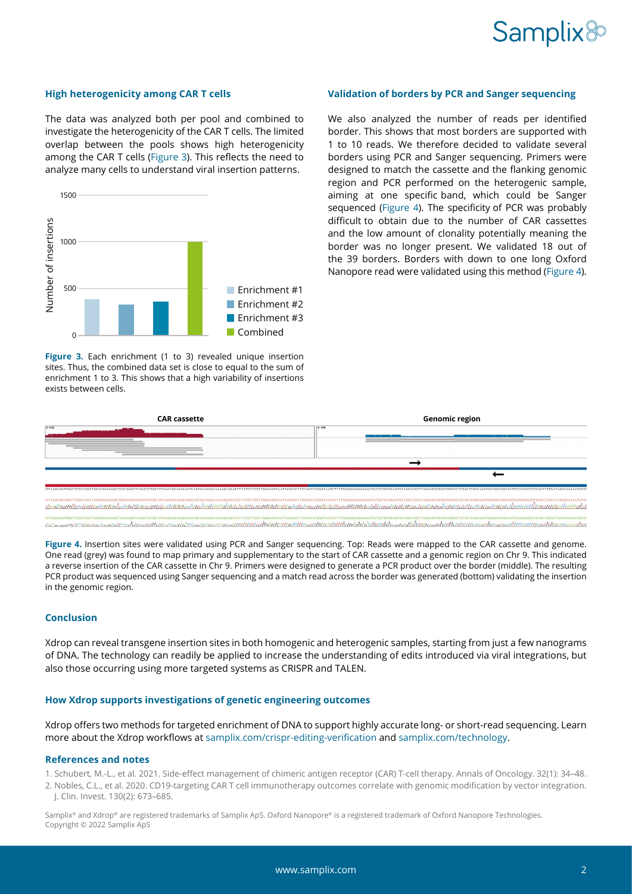## High heterogenicity among CAR T cells

The data was analyzed both per pool and combined to investigate the heterogenicity of the CAR T cells. The limited overlap between the pools shows high heterogenicity among the CAR T cells (Figure 3). This reflects the need to analyze many cells to understand viral insertion patterns.

Number of insertions
1500
1000
500
0
Enrichment #1
Enrichment #2
Enrichment #3
Combined

**Figure 3.** Each enrichment (1 to 3) revealed unique insertion sites. Thus, the combined data set is close to equal to the sum of enrichment 1 to 3. This shows that a high variability of insertions exists between cells.

## Validation of borders by PCR and Sanger sequencing

We also analyzed the number of reads per identified border. This shows that most borders are supported with 1 to 10 reads. We therefore decided to validate several borders using PCR and Sanger sequencing. Primers were designed to match the cassette and the flanking genomic region and PCR performed on the heterogenic sample, aiming at one specific band, which could be Sanger sequenced (Figure 4). The specificity of PCR was probably difficult to obtain due to the number of CAR cassettes and the low amount of clonality potentially meaning the border was no longer present. We validated 18 out of the 39 borders. Borders with down to one long Oxford Nanopore read were validated using this method (Figure 4).

CAR cassette
Genomic region

**Figure 4.** Insertion sites were validated using PCR and Sanger sequencing. Top: Reads were mapped to the CAR cassette and genome. One read (grey) was found to map primary and supplementary to the start of CAR cassette and a genomic region on Chr 9. This indicated a reverse insertion of the CAR cassette in Chr 9. Primers were designed to generate a PCR product over the border (middle). The resulting PCR product was sequenced using Sanger sequencing and a match read across the border was generated (bottom) validating the insertion in the genomic region.

## Conclusion

Xdrop can reveal transgene insertion sites in both homogenic and heterogenic samples, starting from just a few nanograms of DNA. The technology can readily be applied to increase the understanding of edits introduced via viral integrations, but also those occurring using more targeted systems as CRISPR and TALEN.

## How Xdrop supports investigations of genetic engineering outcomes

Xdrop offers two methods for targeted enrichment of DNA to support highly accurate long- or short-read sequencing. Learn more about the Xdrop workflows at samplix.com/crispr-editing-verification and samplix.com/technology.

## References and notes

1. Schubert, M.-L., et al. 2021. Side-effect management of chimeric antigen receptor (CAR) T-cell therapy. Annals of Oncology. 32(1): 34–48.
2. Nobles, C.L., et al. 2020. CD19-targeting CAR T cell immunotherapy outcomes correlate with genomic modification by vector integration. J. Clin. Invest. 130(2): 673–685.

Samplix® and Xdrop® are registered trademarks of Samplix ApS. Oxford Nanopore® is a registered trademark of Oxford Nanopore Technologies.
Copyright © 2022 Samplix ApS